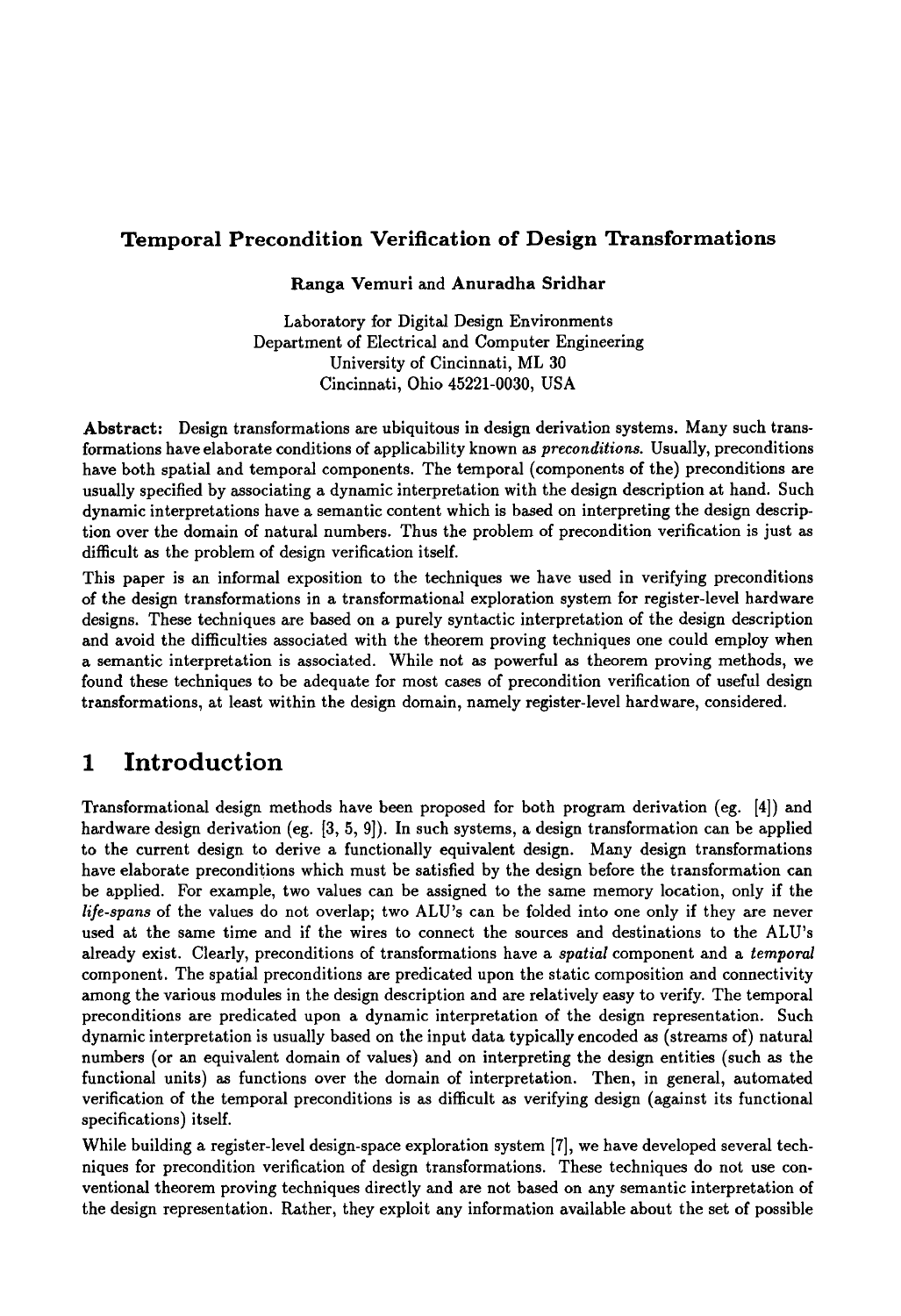# Temporal Precondition Verification of Design Transformations

**Ranga Vemuri and Anuradha Sridhar**

Laboratory for Digital Design Environments
Department of Electrical and Computer Engineering
University of Cincinnati, ML 30
Cincinnati, Ohio 45221-0030, USA

**Abstract:** Design transformations are ubiquitous in design derivation systems. Many such transformations have elaborate conditions of applicability known as *preconditions*. Usually, preconditions have both spatial and temporal components. The temporal (components of the) preconditions are usually specified by associating a dynamic interpretation with the design description at hand. Such dynamic interpretations have a semantic content which is based on interpreting the design description over the domain of natural numbers. Thus the problem of precondition verification is just as difficult as the problem of design verification itself.

This paper is an informal exposition to the techniques we have used in verifying preconditions of the design transformations in a transformational exploration system for register-level hardware designs. These techniques are based on a purely syntactic interpretation of the design description and avoid the difficulties associated with the theorem proving techniques one could employ when a semantic interpretation is associated. While not as powerful as theorem proving methods, we found these techniques to be adequate for most cases of precondition verification of useful design transformations, at least within the design domain, namely register-level hardware, considered.

# 1 Introduction

Transformational design methods have been proposed for both program derivation (eg. [4]) and hardware design derivation (eg. [3, 5, 9]). In such systems, a design transformation can be applied to the current design to derive a functionally equivalent design. Many design transformations have elaborate preconditions which must be satisfied by the design before the transformation can be applied. For example, two values can be assigned to the same memory location, only if the *life-spans* of the values do not overlap; two ALU's can be folded into one only if they are never used at the same time and if the wires to connect the sources and destinations to the ALU's already exist. Clearly, preconditions of transformations have a *spatial* component and a *temporal* component. The spatial preconditions are predicated upon the static composition and connectivity among the various modules in the design description and are relatively easy to verify. The temporal preconditions are predicated upon a dynamic interpretation of the design representation. Such dynamic interpretation is usually based on the input data typically encoded as (streams of) natural numbers (or an equivalent domain of values) and on interpreting the design entities (such as the functional units) as functions over the domain of interpretation. Then, in general, automated verification of the temporal preconditions is as difficult as verifying design (against its functional specifications) itself.

While building a register-level design-space exploration system [7], we have developed several techniques for precondition verification of design transformations. These techniques do not use conventional theorem proving techniques directly and are not based on any semantic interpretation of the design representation. Rather, they exploit any information available about the set of possible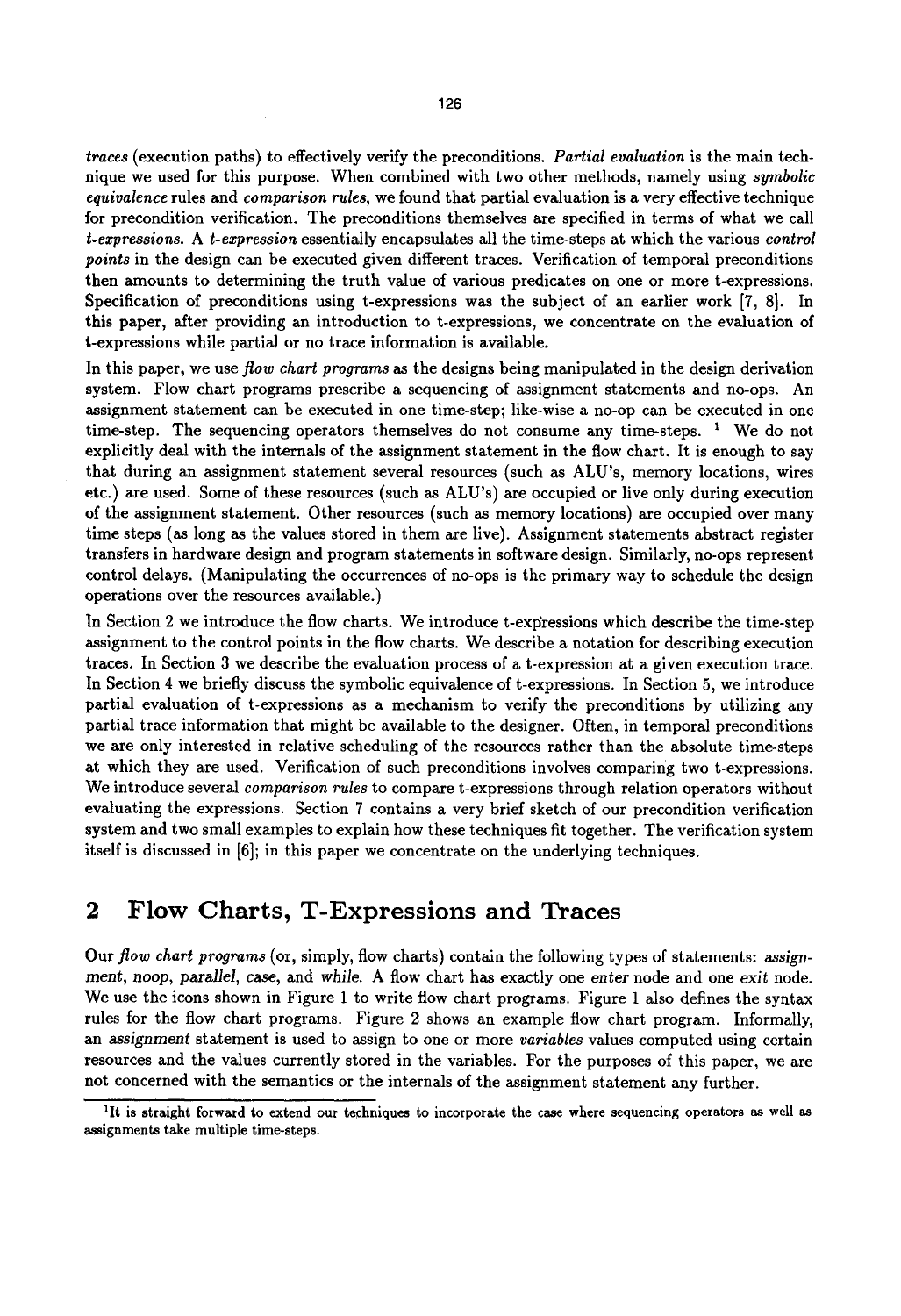*traces* (execution paths) to effectively verify the preconditions. *Partial evaluation* is the main technique we used for this purpose. When combined with two other methods, namely using *symbolic equivalence* rules and *comparison rules*, we found that partial evaluation is a very effective technique for precondition verification. The preconditions themselves are specified in terms of what we call *t-expressions*. A *t-expression* essentially encapsulates all the time-steps at which the various *control points* in the design can be executed given different traces. Verification of temporal preconditions then amounts to determining the truth value of various predicates on one or more t-expressions. Specification of preconditions using t-expressions was the subject of an earlier work [7, 8]. In this paper, after providing an introduction to t-expressions, we concentrate on the evaluation of t-expressions while partial or no trace information is available.

In this paper, we use *flow chart programs* as the designs being manipulated in the design derivation system. Flow chart programs prescribe a sequencing of assignment statements and no-ops. An assignment statement can be executed in one time-step; like-wise a no-op can be executed in one time-step. The sequencing operators themselves do not consume any time-steps. [1] We do not explicitly deal with the internals of the assignment statement in the flow chart. It is enough to say that during an assignment statement several resources (such as ALU's, memory locations, wires etc.) are used. Some of these resources (such as ALU's) are occupied or live only during execution of the assignment statement. Other resources (such as memory locations) are occupied over many time steps (as long as the values stored in them are live). Assignment statements abstract register transfers in hardware design and program statements in software design. Similarly, no-ops represent control delays. (Manipulating the occurrences of no-ops is the primary way to schedule the design operations over the resources available.)

In Section 2 we introduce the flow charts. We introduce t-expressions which describe the time-step assignment to the control points in the flow charts. We describe a notation for describing execution traces. In Section 3 we describe the evaluation process of a t-expression at a given execution trace. In Section 4 we briefly discuss the symbolic equivalence of t-expressions. In Section 5, we introduce partial evaluation of t-expressions as a mechanism to verify the preconditions by utilizing any partial trace information that might be available to the designer. Often, in temporal preconditions we are only interested in relative scheduling of the resources rather than the absolute time-steps at which they are used. Verification of such preconditions involves comparing two t-expressions. We introduce several *comparison rules* to compare t-expressions through relation operators without evaluating the expressions. Section 7 contains a very brief sketch of our precondition verification system and two small examples to explain how these techniques fit together. The verification system itself is discussed in [6]; in this paper we concentrate on the underlying techniques.

## 2 Flow Charts, T-Expressions and Traces

Our *flow chart programs* (or, simply, flow charts) contain the following types of statements: *assignment*, *noop*, *parallel*, *case*, and *while*. A flow chart has exactly one *enter* node and one *exit* node. We use the icons shown in Figure 1 to write flow chart programs. Figure 1 also defines the syntax rules for the flow chart programs. Figure 2 shows an example flow chart program. Informally, an *assignment* statement is used to assign to one or more *variables* values computed using certain resources and the values currently stored in the variables. For the purposes of this paper, we are not concerned with the semantics or the internals of the assignment statement any further.

[1] It is straight forward to extend our techniques to incorporate the case where sequencing operators as well as assignments take multiple time-steps.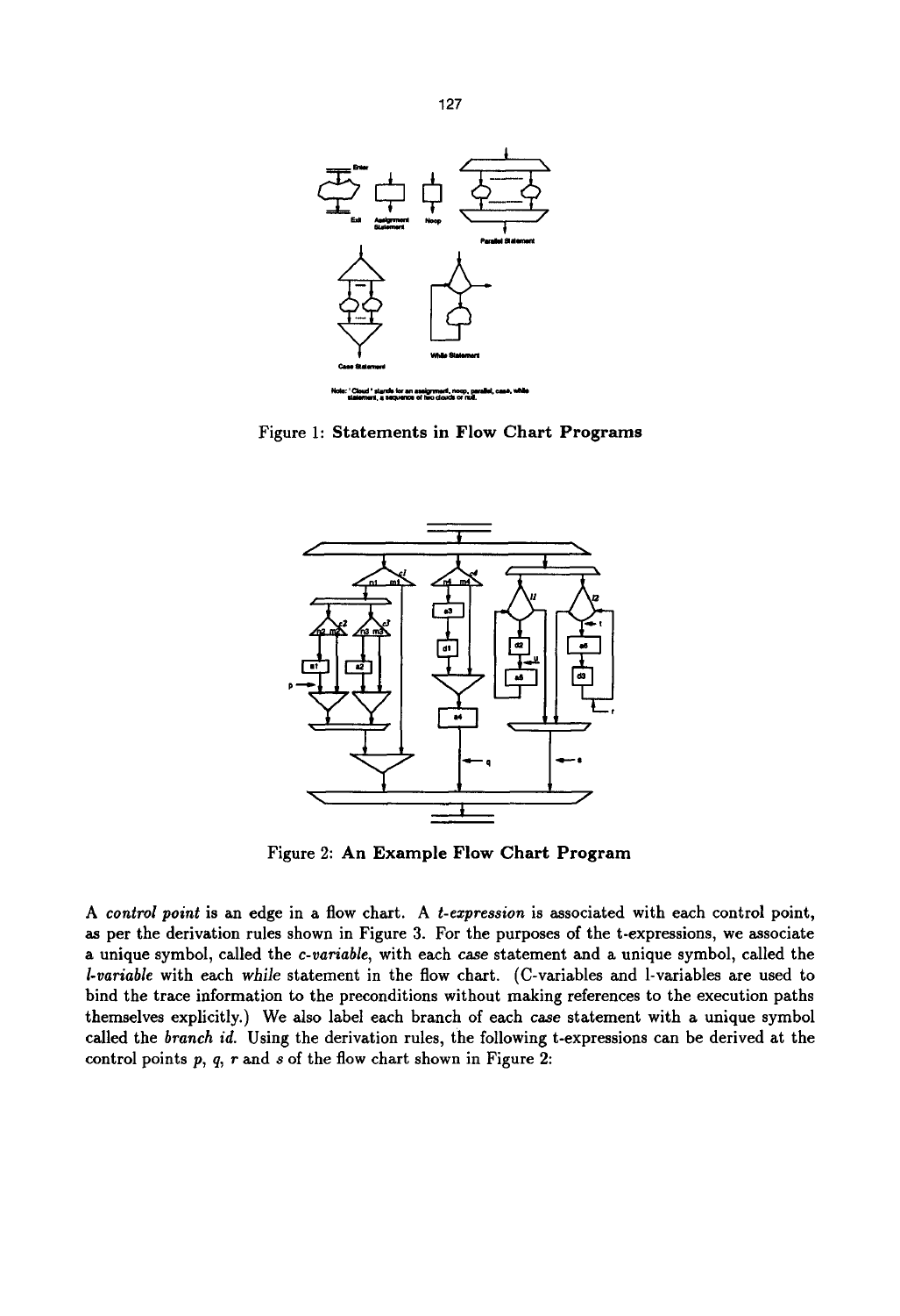Figure 1: **Statements in Flow Chart Programs**

Figure 2: **An Example Flow Chart Program**

A *control point* is an edge in a flow chart. A *t-expression* is associated with each control point, as per the derivation rules shown in Figure 3. For the purposes of the t-expressions, we associate a unique symbol, called the *c-variable*, with each *case* statement and a unique symbol, called the *l-variable* with each *while* statement in the flow chart. (C-variables and l-variables are used to bind the trace information to the preconditions without making references to the execution paths themselves explicitly.) We also label each branch of each *case* statement with a unique symbol called the *branch id*. Using the derivation rules, the following t-expressions can be derived at the control points $p$, $q$, $r$ and $s$ of the flow chart shown in Figure 2: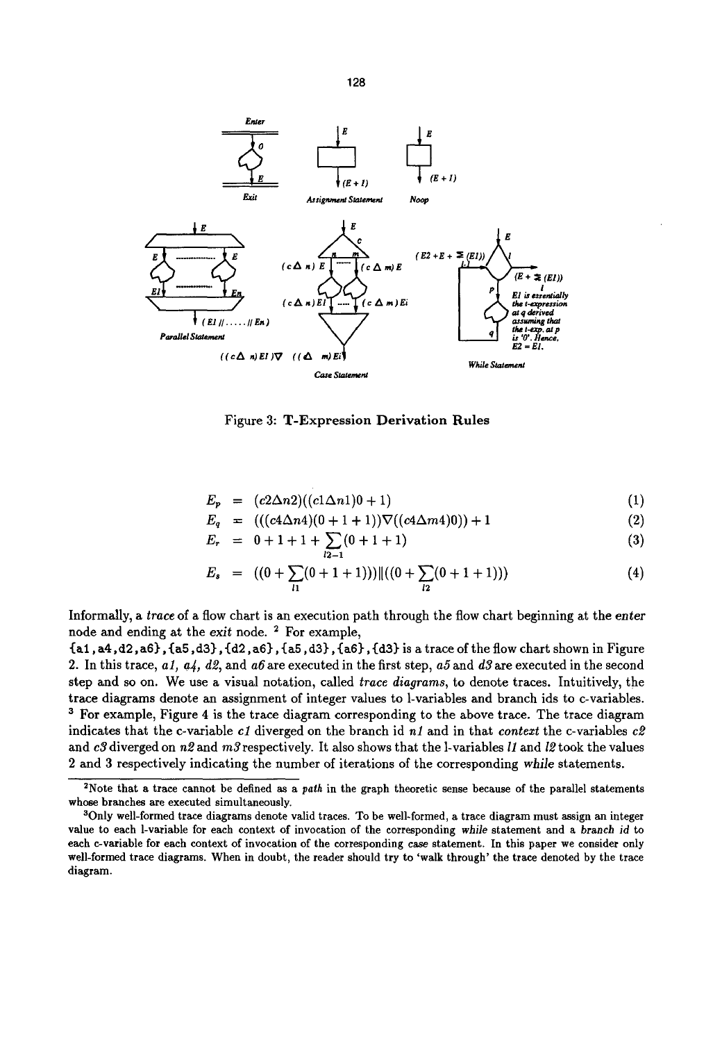Figure 3: **T-Expression Derivation Rules**

$$E_p = (c2\Delta n2)((c1\Delta n1)0 + 1) \tag{1}$$

$$E_q = (((c4\Delta n4)(0 + 1 + 1))\nabla((c4\Delta m4)0)) + 1 \tag{2}$$

$$E_r = 0 + 1 + 1 + \sum_{l2-1}(0 + 1 + 1) \tag{3}$$

$$E_s = ((0 + \sum_{l1}(0 + 1 + 1)))\|((0 + \sum_{l2}(0 + 1 + 1))) \tag{4}$$

Informally, a *trace* of a flow chart is an execution path through the flow chart beginning at the *enter* node and ending at the *exit* node. [2] For example,
`{a1,a4,d2,a6},{a5,d3},{d2,a6},{a5,d3},{a6},{d3}` is a trace of the flow chart shown in Figure 2. In this trace, *a1*, *a4*, *d2*, and *a6* are executed in the first step, *a5* and *d3* are executed in the second step and so on. We use a visual notation, called *trace diagrams*, to denote traces. Intuitively, the trace diagrams denote an assignment of integer values to l-variables and branch ids to c-variables. [3] For example, Figure 4 is the trace diagram corresponding to the above trace. The trace diagram indicates that the c-variable *c1* diverged on the branch id *n1* and in that *context* the c-variables *c2* and *c3* diverged on *n2* and *m3* respectively. It also shows that the l-variables *l1* and *l2* took the values 2 and 3 respectively indicating the number of iterations of the corresponding *while* statements.

[2] Note that a trace cannot be defined as a *path* in the graph theoretic sense because of the parallel statements whose branches are executed simultaneously.

[3] Only well-formed trace diagrams denote valid traces. To be well-formed, a trace diagram must assign an integer value to each l-variable for each context of invocation of the corresponding *while* statement and a *branch id* to each c-variable for each context of invocation of the corresponding *case* statement. In this paper we consider only well-formed trace diagrams. When in doubt, the reader should try to 'walk through' the trace denoted by the trace diagram.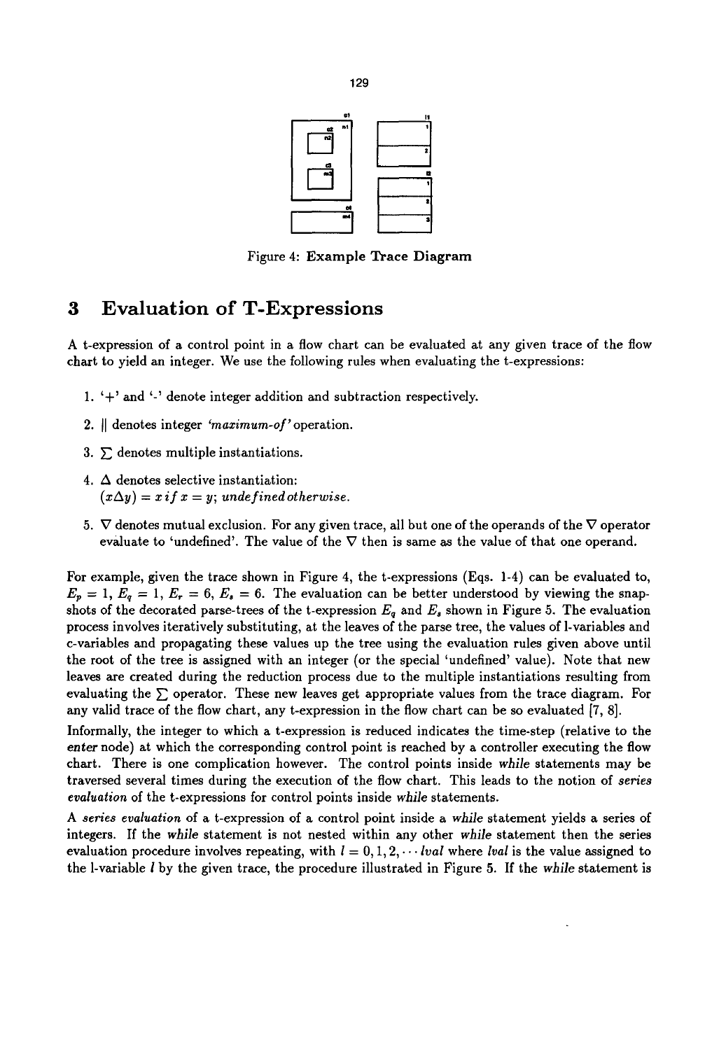Figure 4: **Example Trace Diagram**

# 3 Evaluation of T-Expressions

A t-expression of a control point in a flow chart can be evaluated at any given trace of the flow chart to yield an integer. We use the following rules when evaluating the t-expressions:

1. '+' and '-' denote integer addition and subtraction respectively.
2. $||$ denotes integer *'maximum-of'* operation.
3. $\sum$ denotes multiple instantiations.
4. $\Delta$ denotes selective instantiation:
   $(x\Delta y) = x \; if \; x = y$; *undefined otherwise.*
5. $\nabla$ denotes mutual exclusion. For any given trace, all but one of the operands of the $\nabla$ operator evaluate to 'undefined'. The value of the $\nabla$ then is same as the value of that one operand.

For example, given the trace shown in Figure 4, the t-expressions (Eqs. 1-4) can be evaluated to, $E_p = 1$, $E_q = 1$, $E_r = 6$, $E_s = 6$. The evaluation can be better understood by viewing the snapshots of the decorated parse-trees of the t-expression $E_q$ and $E_s$ shown in Figure 5. The evaluation process involves iteratively substituting, at the leaves of the parse tree, the values of l-variables and c-variables and propagating these values up the tree using the evaluation rules given above until the root of the tree is assigned with an integer (or the special 'undefined' value). Note that new leaves are created during the reduction process due to the multiple instantiations resulting from evaluating the $\sum$ operator. These new leaves get appropriate values from the trace diagram. For any valid trace of the flow chart, any t-expression in the flow chart can be so evaluated [7, 8].

Informally, the integer to which a t-expression is reduced indicates the time-step (relative to the *enter* node) at which the corresponding control point is reached by a controller executing the flow chart. There is one complication however. The control points inside *while* statements may be traversed several times during the execution of the flow chart. This leads to the notion of *series evaluation* of the t-expressions for control points inside *while* statements.

A *series evaluation* of a t-expression of a control point inside a *while* statement yields a series of integers. If the *while* statement is not nested within any other *while* statement then the series evaluation procedure involves repeating, with $l = 0, 1, 2, \cdots lval$ where *lval* is the value assigned to the l-variable $l$ by the given trace, the procedure illustrated in Figure 5. If the *while* statement is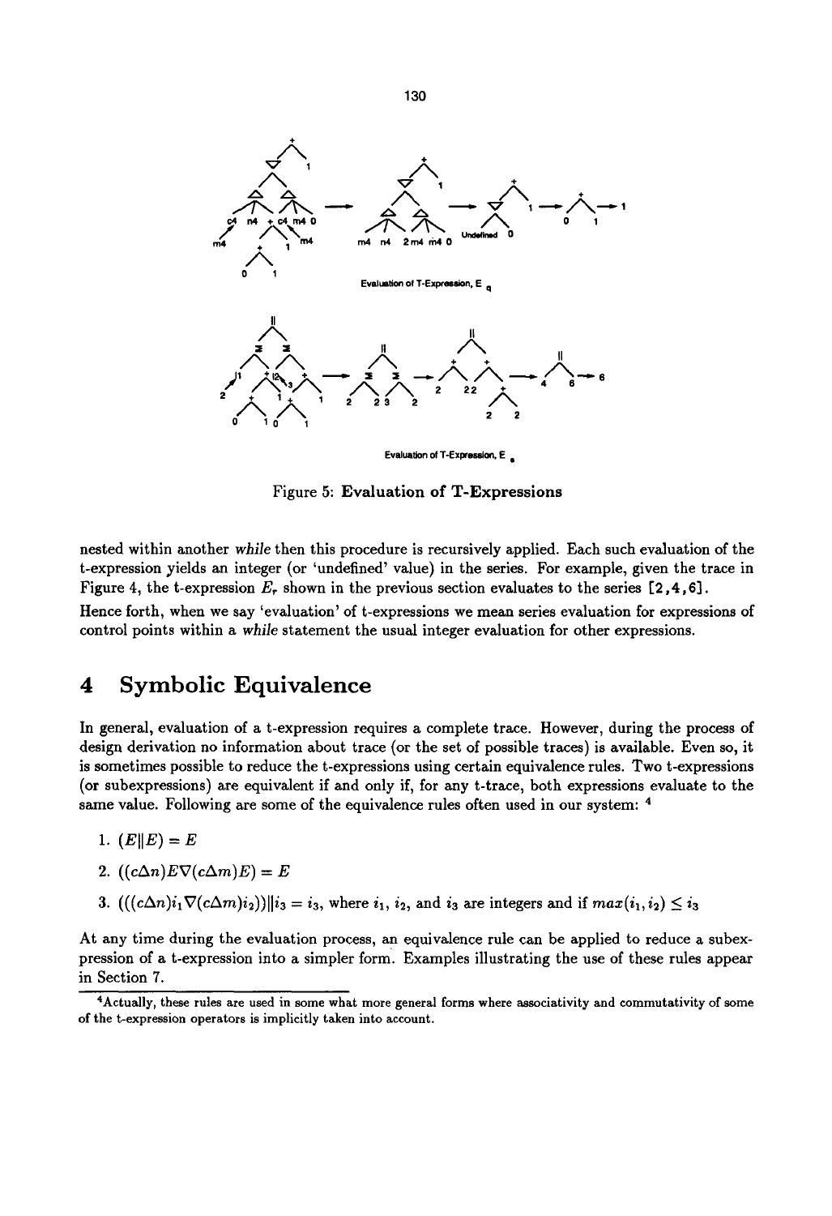Figure 5: **Evaluation of T-Expressions**

nested within another *while* then this procedure is recursively applied. Each such evaluation of the t-expression yields an integer (or 'undefined' value) in the series. For example, given the trace in Figure 4, the t-expression $E_r$ shown in the previous section evaluates to the series [2,4,6].

Hence forth, when we say 'evaluation' of t-expressions we mean series evaluation for expressions of control points within a *while* statement the usual integer evaluation for other expressions.

# 4 Symbolic Equivalence

In general, evaluation of a t-expression requires a complete trace. However, during the process of design derivation no information about trace (or the set of possible traces) is available. Even so, it is sometimes possible to reduce the t-expressions using certain equivalence rules. Two t-expressions (or subexpressions) are equivalent if and only if, for any t-trace, both expressions evaluate to the same value. Following are some of the equivalence rules often used in our system: [4]

1. $(E \| E) = E$
2. $((c\Delta n)E\nabla(c\Delta m)E) = E$
3. $(((c\Delta n)i_1\nabla(c\Delta m)i_2))\|i_3 = i_3$, where $i_1$, $i_2$, and $i_3$ are integers and if $max(i_1, i_2) \leq i_3$

At any time during the evaluation process, an equivalence rule can be applied to reduce a subexpression of a t-expression into a simpler form. Examples illustrating the use of these rules appear in Section 7.

[4] Actually, these rules are used in some what more general forms where associativity and commutativity of some of the t-expression operators is implicitly taken into account.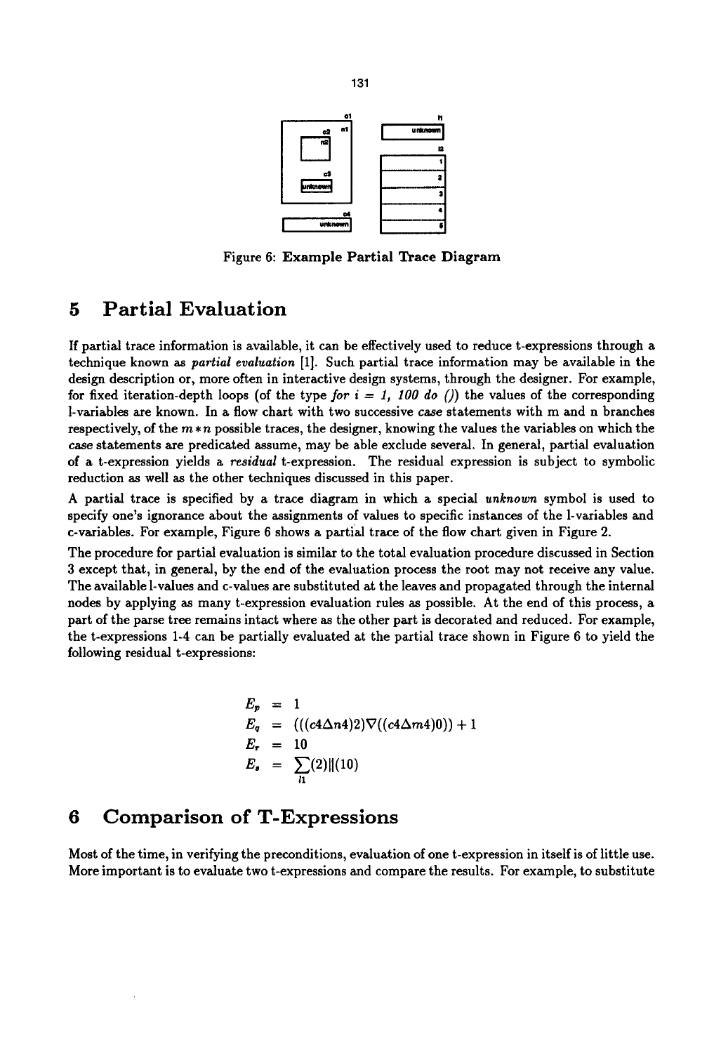Figure 6: **Example Partial Trace Diagram**

# 5 Partial Evaluation

If partial trace information is available, it can be effectively used to reduce t-expressions through a technique known as *partial evaluation* [1]. Such partial trace information may be available in the design description or, more often in interactive design systems, through the designer. For example, for fixed iteration-depth loops (of the type *for i = 1, 100 do ()*) the values of the corresponding l-variables are known. In a flow chart with two successive *case* statements with m and n branches respectively, of the $m * n$ possible traces, the designer, knowing the values the variables on which the *case* statements are predicated assume, may be able exclude several. In general, partial evaluation of a t-expression yields a *residual* t-expression. The residual expression is subject to symbolic reduction as well as the other techniques discussed in this paper.

A partial trace is specified by a trace diagram in which a special *unknown* symbol is used to specify one's ignorance about the assignments of values to specific instances of the l-variables and c-variables. For example, Figure 6 shows a partial trace of the flow chart given in Figure 2.

The procedure for partial evaluation is similar to the total evaluation procedure discussed in Section 3 except that, in general, by the end of the evaluation process the root may not receive any value. The available l-values and c-values are substituted at the leaves and propagated through the internal nodes by applying as many t-expression evaluation rules as possible. At the end of this process, a part of the parse tree remains intact where as the other part is decorated and reduced. For example, the t-expressions 1-4 can be partially evaluated at the partial trace shown in Figure 6 to yield the following residual t-expressions:

$$
\begin{aligned}
E_p &= 1 \\
E_q &= (((c4 \Delta n4)2) \nabla ((c4 \Delta m4)0)) + 1 \\
E_r &= 10 \\
E_s &= \sum_{l1}(2) \| (10)
\end{aligned}
$$

# 6 Comparison of T-Expressions

Most of the time, in verifying the preconditions, evaluation of one t-expression in itself is of little use. More important is to evaluate two t-expressions and compare the results. For example, to substitute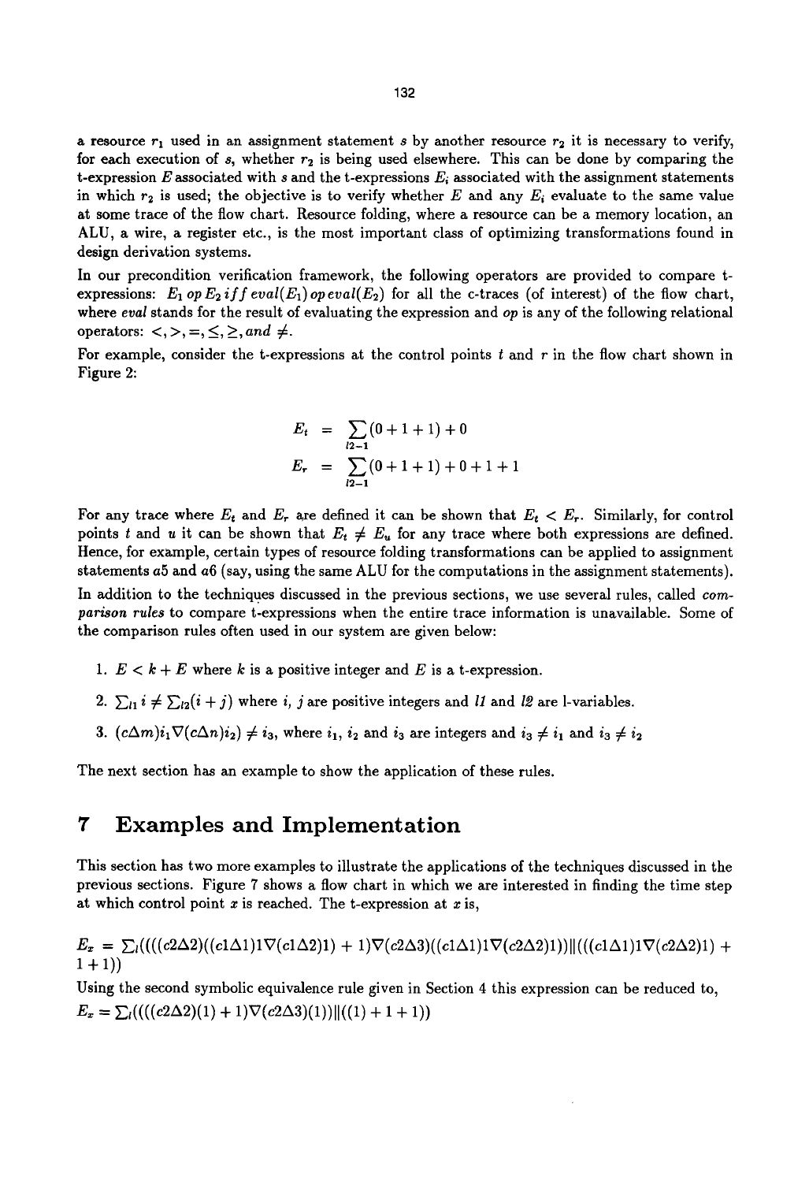a resource $r_1$ used in an assignment statement $s$ by another resource $r_2$ it is necessary to verify, for each execution of $s$, whether $r_2$ is being used elsewhere. This can be done by comparing the t-expression $E$ associated with $s$ and the t-expressions $E_i$ associated with the assignment statements in which $r_2$ is used; the objective is to verify whether $E$ and any $E_i$ evaluate to the same value at some trace of the flow chart. Resource folding, where a resource can be a memory location, an ALU, a wire, a register etc., is the most important class of optimizing transformations found in design derivation systems.

In our precondition verification framework, the following operators are provided to compare t-expressions: $E_1\ op\ E_2\ iff\ eval(E_1)\ op\ eval(E_2)$ for all the c-traces (of interest) of the flow chart, where *eval* stands for the result of evaluating the expression and *op* is any of the following relational operators: $<, >, =, \leq, \geq, and\ \neq$.

For example, consider the t-expressions at the control points $t$ and $r$ in the flow chart shown in Figure 2:

$$\begin{aligned} E_t &= \sum_{l2-1}(0+1+1)+0 \\ E_r &= \sum_{l2-1}(0+1+1)+0+1+1 \end{aligned}$$

For any trace where $E_t$ and $E_r$ are defined it can be shown that $E_t < E_r$. Similarly, for control points $t$ and $u$ it can be shown that $E_t \neq E_u$ for any trace where both expressions are defined. Hence, for example, certain types of resource folding transformations can be applied to assignment statements $a5$ and $a6$ (say, using the same ALU for the computations in the assignment statements).

In addition to the techniques discussed in the previous sections, we use several rules, called *comparison rules* to compare t-expressions when the entire trace information is unavailable. Some of the comparison rules often used in our system are given below:

1. $E < k + E$ where $k$ is a positive integer and $E$ is a t-expression.
2. $\sum_{l1} i \neq \sum_{l2}(i+j)$ where $i$, $j$ are positive integers and $l1$ and $l2$ are l-variables.
3. $(c\Delta m)i_1 \nabla (c\Delta n)i_2) \neq i_3$, where $i_1$, $i_2$ and $i_3$ are integers and $i_3 \neq i_1$ and $i_3 \neq i_2$

The next section has an example to show the application of these rules.

# 7 Examples and Implementation

This section has two more examples to illustrate the applications of the techniques discussed in the previous sections. Figure 7 shows a flow chart in which we are interested in finding the time step at which control point $x$ is reached. The t-expression at $x$ is,

$E_x = \sum_l((((c2\Delta 2)((c1\Delta 1)1\nabla(c1\Delta 2)1) + 1)\nabla(c2\Delta 3)((c1\Delta 1)1\nabla(c2\Delta 2)1))\|(((c1\Delta 1)1\nabla(c2\Delta 2)1) + 1 + 1))$

Using the second symbolic equivalence rule given in Section 4 this expression can be reduced to,

$E_x = \sum_l((((c2\Delta 2)(1) + 1)\nabla(c2\Delta 3)(1))\|((1) + 1 + 1))$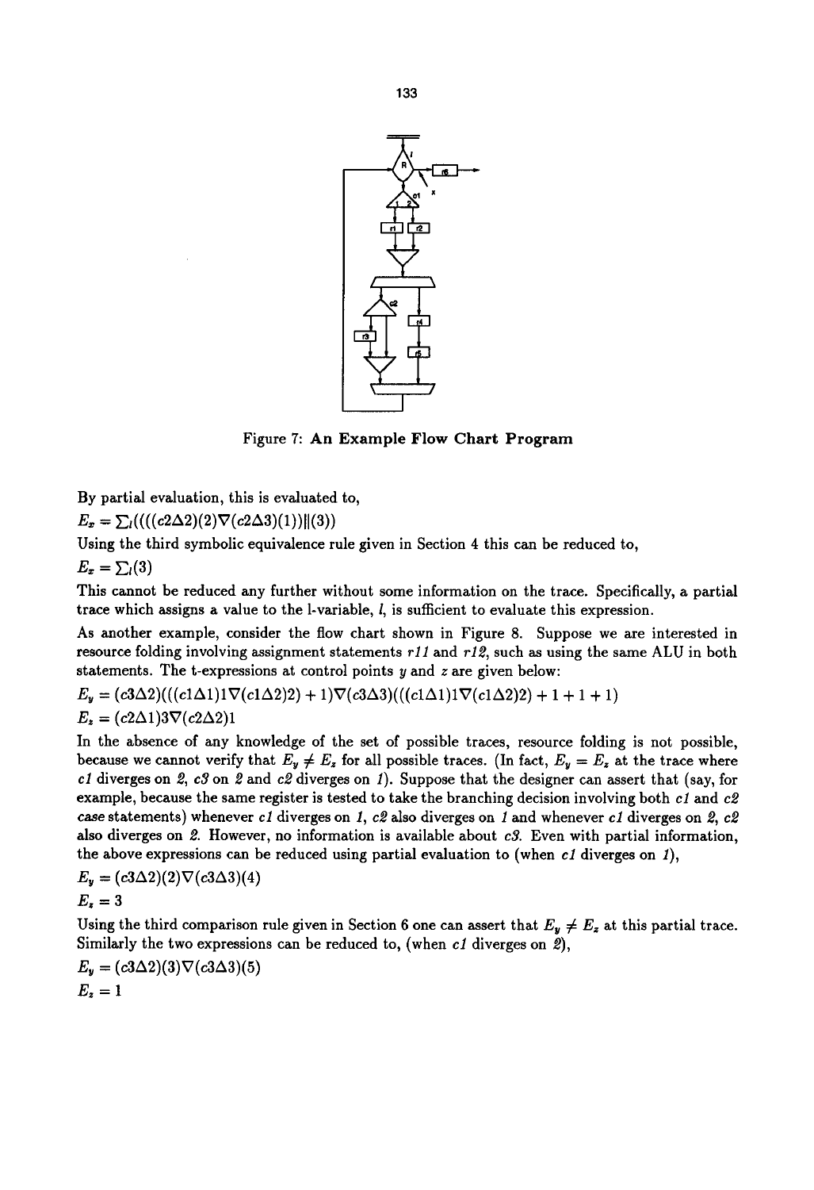Figure 7: **An Example Flow Chart Program**

By partial evaluation, this is evaluated to,

$E_x = \sum_l ((((c2\Delta 2)(2)\nabla(c2\Delta 3)(1))\|(3))$

Using the third symbolic equivalence rule given in Section 4 this can be reduced to,

$E_x = \sum_l (3)$

This cannot be reduced any further without some information on the trace. Specifically, a partial trace which assigns a value to the l-variable, $l$, is sufficient to evaluate this expression.

As another example, consider the flow chart shown in Figure 8. Suppose we are interested in resource folding involving assignment statements *r11* and *r12*, such as using the same ALU in both statements. The t-expressions at control points $y$ and $z$ are given below:

$E_y = (c3\Delta 2)(((c1\Delta 1)1\nabla(c1\Delta 2)2) + 1)\nabla(c3\Delta 3)(((c1\Delta 1)1\nabla(c1\Delta 2)2) + 1 + 1 + 1)$

$E_z = (c2\Delta 1)3\nabla(c2\Delta 2)1$

In the absence of any knowledge of the set of possible traces, resource folding is not possible, because we cannot verify that $E_y \neq E_z$ for all possible traces. (In fact, $E_y = E_z$ at the trace where *c1* diverges on *2*, *c3* on *2* and *c2* diverges on *1*). Suppose that the designer can assert that (say, for example, because the same register is tested to take the branching decision involving both *c1* and *c2* *case* statements) whenever *c1* diverges on *1*, *c2* also diverges on *1* and whenever *c1* diverges on *2*, *c2* also diverges on *2*. However, no information is available about *c3*. Even with partial information, the above expressions can be reduced using partial evaluation to (when *c1* diverges on *1*),

$E_y = (c3\Delta 2)(2)\nabla(c3\Delta 3)(4)$

$E_z = 3$

Using the third comparison rule given in Section 6 one can assert that $E_y \neq E_z$ at this partial trace. Similarly the two expressions can be reduced to, (when *c1* diverges on *2*),

$E_y = (c3\Delta 2)(3)\nabla(c3\Delta 3)(5)$

$E_z = 1$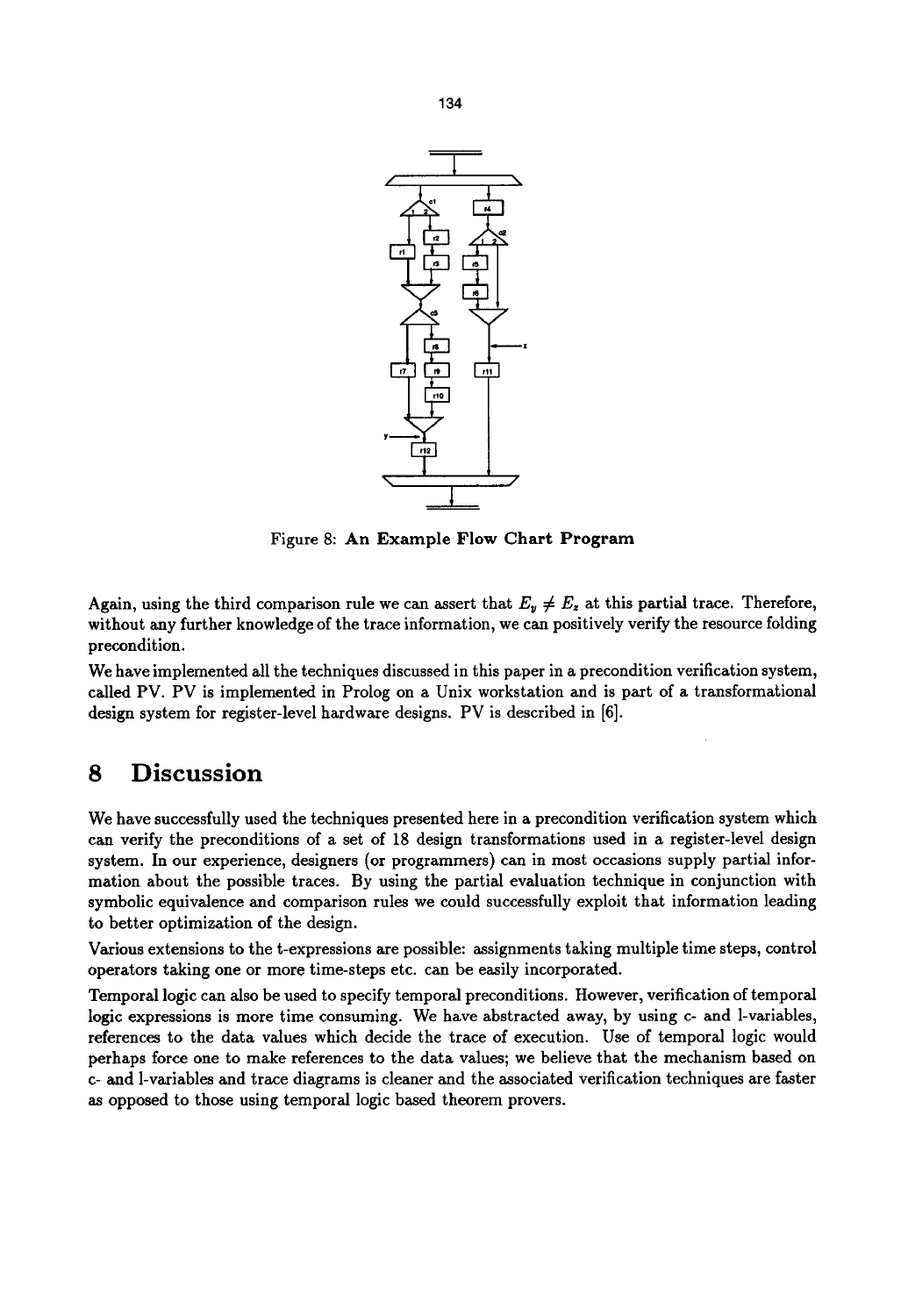Figure 8: **An Example Flow Chart Program**

Again, using the third comparison rule we can assert that $E_y \neq E_z$ at this partial trace. Therefore, without any further knowledge of the trace information, we can positively verify the resource folding precondition.

We have implemented all the techniques discussed in this paper in a precondition verification system, called PV. PV is implemented in Prolog on a Unix workstation and is part of a transformational design system for register-level hardware designs. PV is described in [6].

# 8 Discussion

We have successfully used the techniques presented here in a precondition verification system which can verify the preconditions of a set of 18 design transformations used in a register-level design system. In our experience, designers (or programmers) can in most occasions supply partial information about the possible traces. By using the partial evaluation technique in conjunction with symbolic equivalence and comparison rules we could successfully exploit that information leading to better optimization of the design.

Various extensions to the t-expressions are possible: assignments taking multiple time steps, control operators taking one or more time-steps etc. can be easily incorporated.

Temporal logic can also be used to specify temporal preconditions. However, verification of temporal logic expressions is more time consuming. We have abstracted away, by using c- and l-variables, references to the data values which decide the trace of execution. Use of temporal logic would perhaps force one to make references to the data values; we believe that the mechanism based on c- and l-variables and trace diagrams is cleaner and the associated verification techniques are faster as opposed to those using temporal logic based theorem provers.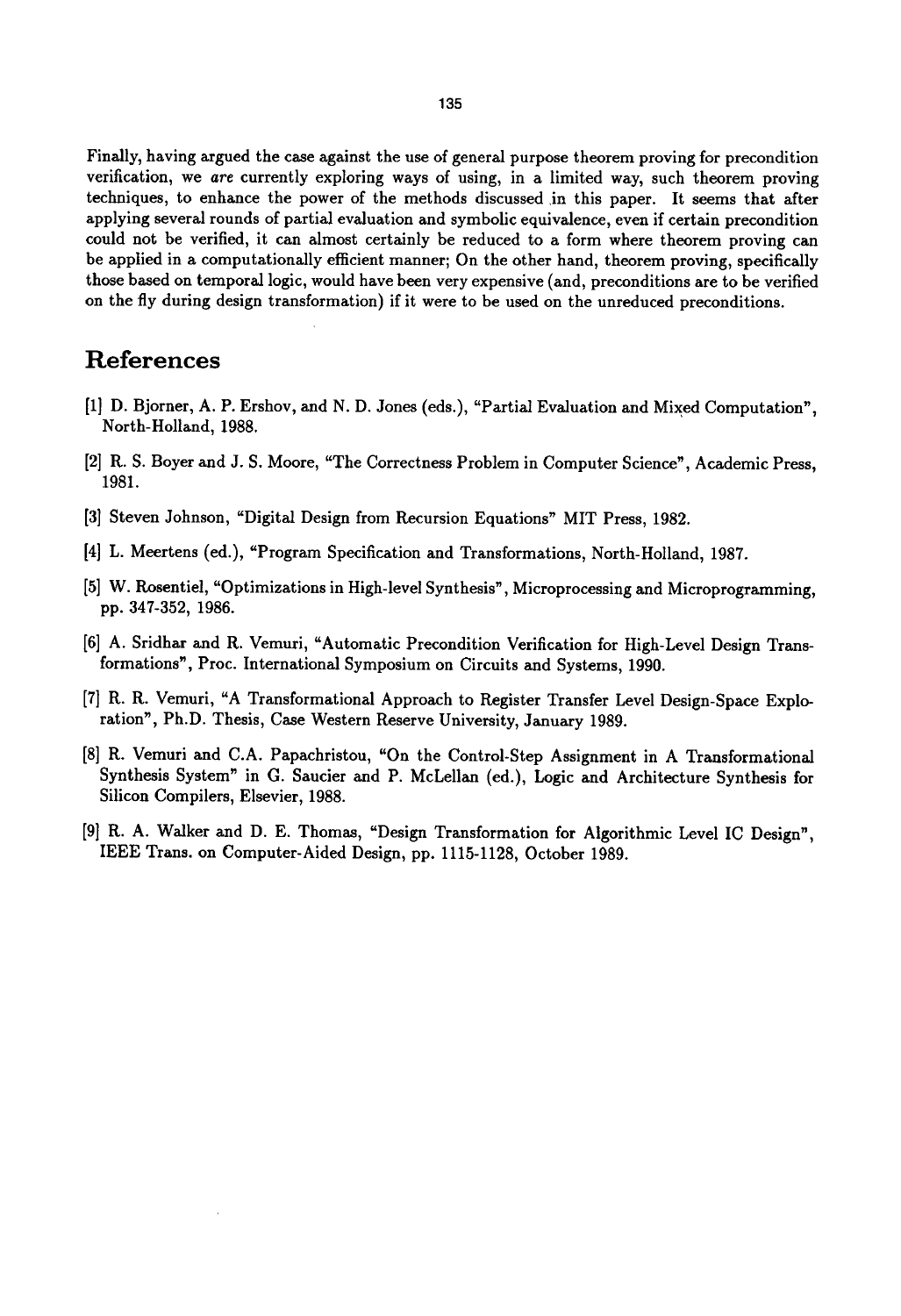Finally, having argued the case against the use of general purpose theorem proving for precondition verification, we *are* currently exploring ways of using, in a limited way, such theorem proving techniques, to enhance the power of the methods discussed in this paper. It seems that after applying several rounds of partial evaluation and symbolic equivalence, even if certain precondition could not be verified, it can almost certainly be reduced to a form where theorem proving can be applied in a computationally efficient manner; On the other hand, theorem proving, specifically those based on temporal logic, would have been very expensive (and, preconditions are to be verified on the fly during design transformation) if it were to be used on the unreduced preconditions.

# References

[1] D. Bjorner, A. P. Ershov, and N. D. Jones (eds.), "Partial Evaluation and Mixed Computation", North-Holland, 1988.

[2] R. S. Boyer and J. S. Moore, "The Correctness Problem in Computer Science", Academic Press, 1981.

[3] Steven Johnson, "Digital Design from Recursion Equations" MIT Press, 1982.

[4] L. Meertens (ed.), "Program Specification and Transformations, North-Holland, 1987.

[5] W. Rosentiel, "Optimizations in High-level Synthesis", Microprocessing and Microprogramming, pp. 347-352, 1986.

[6] A. Sridhar and R. Vemuri, "Automatic Precondition Verification for High-Level Design Transformations", Proc. International Symposium on Circuits and Systems, 1990.

[7] R. R. Vemuri, "A Transformational Approach to Register Transfer Level Design-Space Exploration", Ph.D. Thesis, Case Western Reserve University, January 1989.

[8] R. Vemuri and C.A. Papachristou, "On the Control-Step Assignment in A Transformational Synthesis System" in G. Saucier and P. McLellan (ed.), Logic and Architecture Synthesis for Silicon Compilers, Elsevier, 1988.

[9] R. A. Walker and D. E. Thomas, "Design Transformation for Algorithmic Level IC Design", IEEE Trans. on Computer-Aided Design, pp. 1115-1128, October 1989.